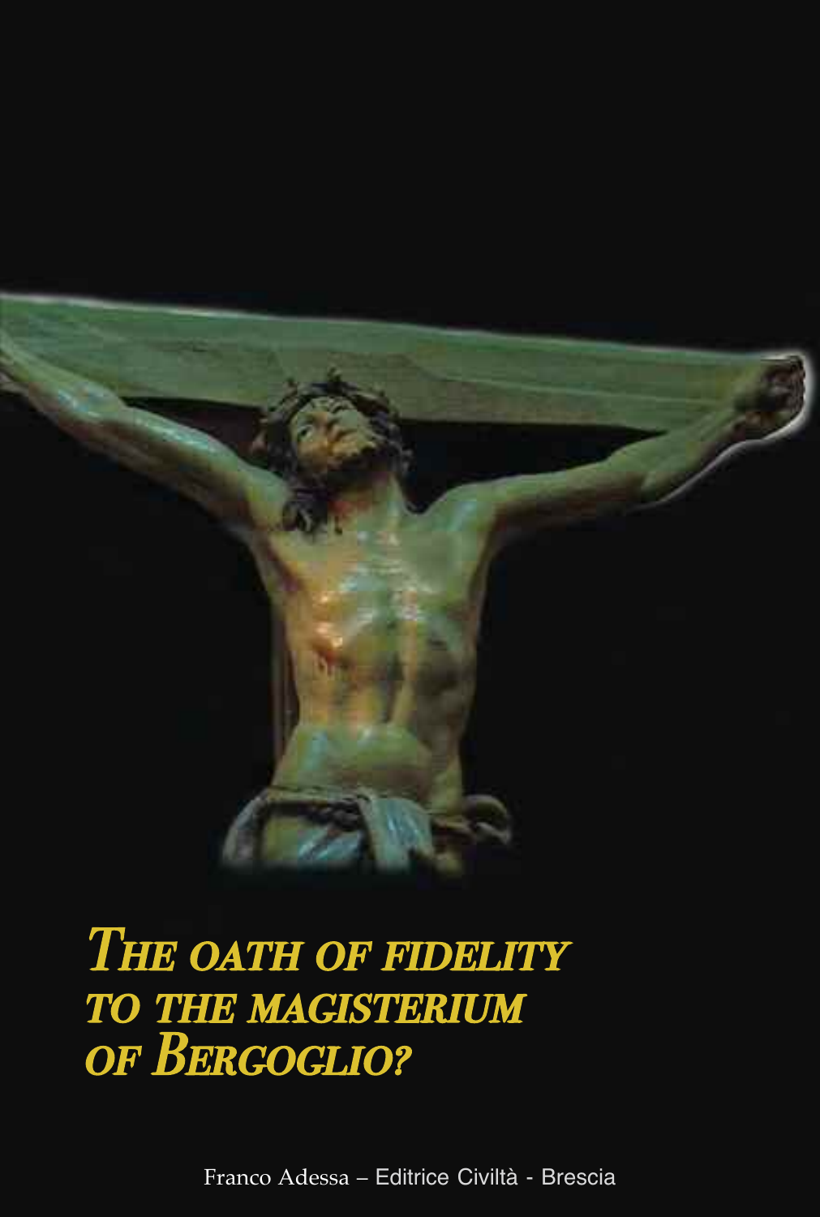# *The oath of fidelity to the magisterium of Bergoglio?*

Franco Adessa – Editrice Civiltà - Brescia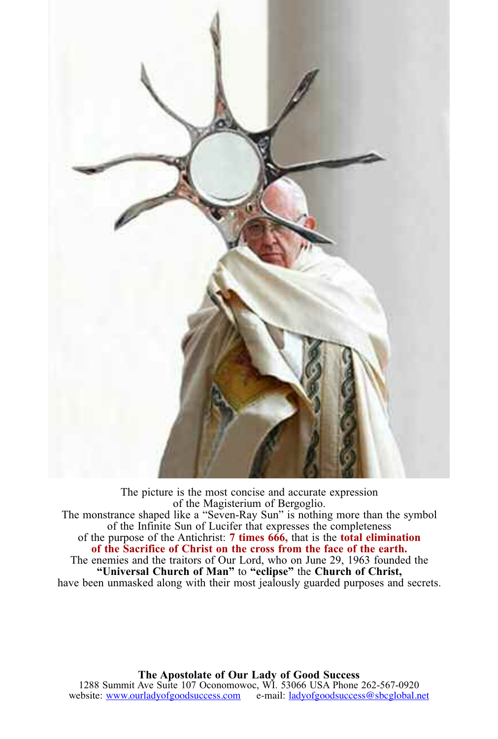The picture is the most concise and accurate expression of the Magisterium of Bergoglio.
The monstrance shaped like a "Seven-Ray Sun" is nothing more than the symbol of the Infinite Sun of Lucifer that expresses the completeness of the purpose of the Antichrist: **7 times 666,** that is the **total elimination of the Sacrifice of Christ on the cross from the face of the earth.**
The enemies and the traitors of Our Lord, who on June 29, 1963 founded the **"Universal Church of Man"** to **"eclipse"** the **Church of Christ,** have been unmasked along with their most jealously guarded purposes and secrets.

**The Apostolate of Our Lady of Good Success**
1288 Summit Ave Suite 107 Oconomowoc, WI. 53066 USA Phone 262-567-0920
website: www.ourladyofgoodsuccess.com e-mail: ladyofgoodsuccess@sbcglobal.net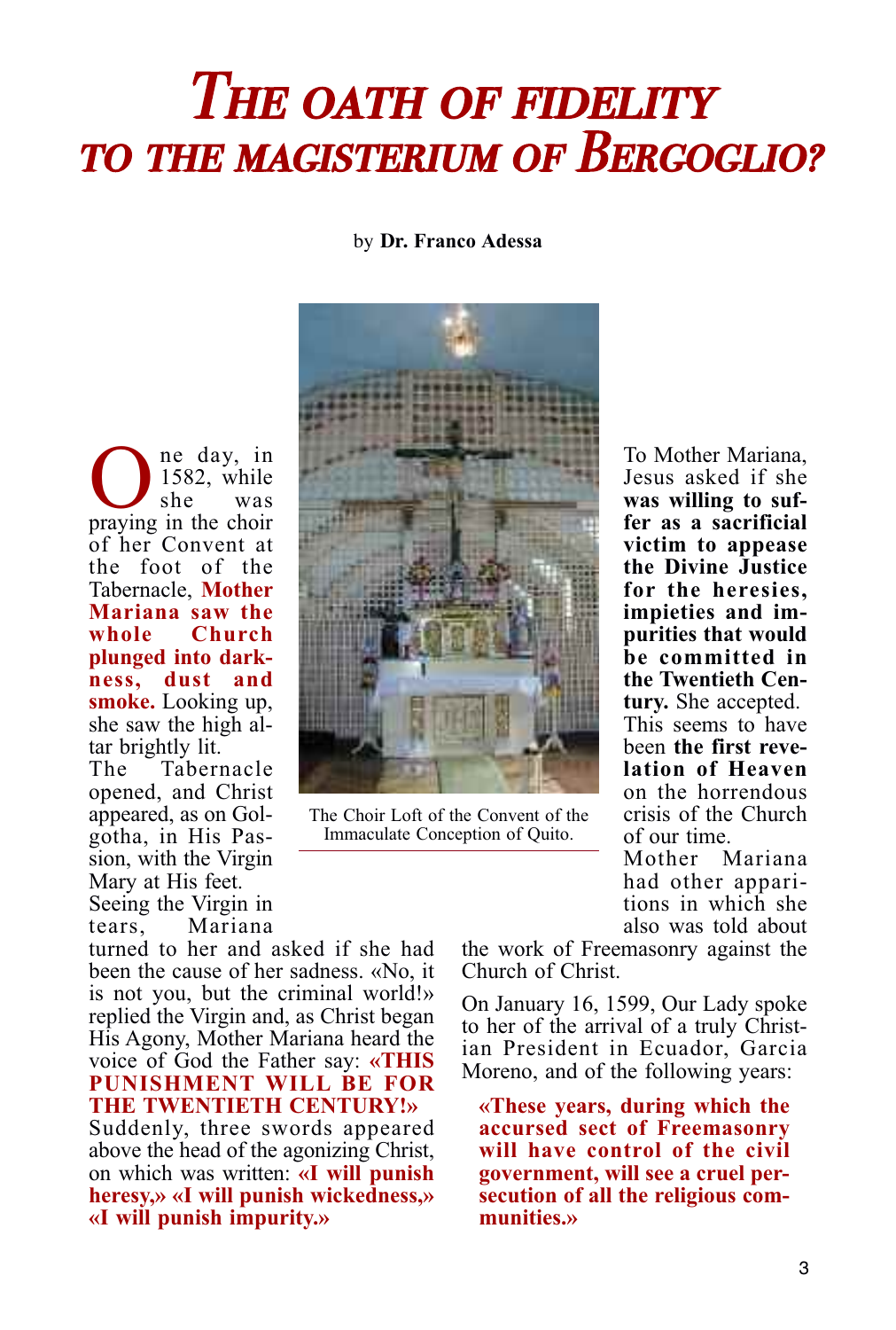# *THE OATH OF FIDELITY TO THE MAGISTERIUM OF BERGOGLIO?*

by **Dr. Franco Adessa**

One day, in 1582, while she was praying in the choir of her Convent at the foot of the Tabernacle, **Mother Mariana saw the whole Church plunged into darkness, dust and smoke.** Looking up, she saw the high altar brightly lit.

The Tabernacle opened, and Christ appeared, as on Golgotha, in His Passion, with the Virgin Mary at His feet.

Seeing the Virgin in tears, Mariana turned to her and asked if she had been the cause of her sadness. «No, it is not you, but the criminal world!» replied the Virgin and, as Christ began His Agony, Mother Mariana heard the voice of God the Father say: **«THIS PUNISHMENT WILL BE FOR THE TWENTIETH CENTURY!»**

Suddenly, three swords appeared above the head of the agonizing Christ, on which was written: **«I will punish heresy,» «I will punish wickedness,» «I will punish impurity.»**

The Choir Loft of the Convent of the Immaculate Conception of Quito.

To Mother Mariana, Jesus asked if she **was willing to suffer as a sacrificial victim to appease the Divine Justice for the heresies, impieties and impurities that would be committed in the Twentieth Century.** She accepted. This seems to have been **the first revelation of Heaven** on the horrendous crisis of the Church of our time.

Mother Mariana had other apparitions in which she also was told about the work of Freemasonry against the Church of Christ.

On January 16, 1599, Our Lady spoke to her of the arrival of a truly Christian President in Ecuador, Garcia Moreno, and of the following years:

> **«These years, during which the accursed sect of Freemasonry will have control of the civil government, will see a cruel persecution of all the religious communities.»**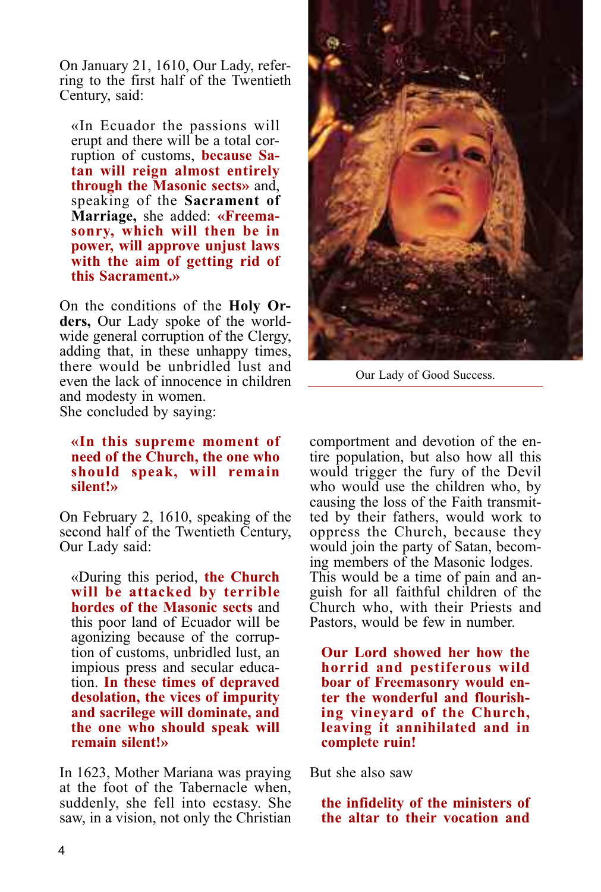On January 21, 1610, Our Lady, referring to the first half of the Twentieth Century, said:

> «In Ecuador the passions will erupt and there will be a total corruption of customs, **because Satan will reign almost entirely through the Masonic sects»** and, speaking of the **Sacrament of Marriage,** she added: **«Freemasonry, which will then be in power, will approve unjust laws with the aim of getting rid of this Sacrament.»**

On the conditions of the **Holy Orders,** Our Lady spoke of the worldwide general corruption of the Clergy, adding that, in these unhappy times, there would be unbridled lust and even the lack of innocence in children and modesty in women.
She concluded by saying:

> **«In this supreme moment of need of the Church, the one who should speak, will remain silent!»**

On February 2, 1610, speaking of the second half of the Twentieth Century, Our Lady said:

> «During this period, **the Church will be attacked by terrible hordes of the Masonic sects** and this poor land of Ecuador will be agonizing because of the corruption of customs, unbridled lust, an impious press and secular education. **In these times of depraved desolation, the vices of impurity and sacrilege will dominate, and the one who should speak will remain silent!»**

In 1623, Mother Mariana was praying at the foot of the Tabernacle when, suddenly, she fell into ecstasy. She saw, in a vision, not only the Christian comportment and devotion of the entire population, but also how all this would trigger the fury of the Devil who would use the children who, by causing the loss of the Faith transmitted by their fathers, would work to oppress the Church, because they would join the party of Satan, becoming members of the Masonic lodges.
This would be a time of pain and anguish for all faithful children of the Church who, with their Priests and Pastors, would be few in number.

> **Our Lord showed her how the horrid and pestiferous wild boar of Freemasonry would enter the wonderful and flourishing vineyard of the Church, leaving it annihilated and in complete ruin!**

But she also saw

> **the infidelity of the ministers of the altar to their vocation and**

Our Lady of Good Success.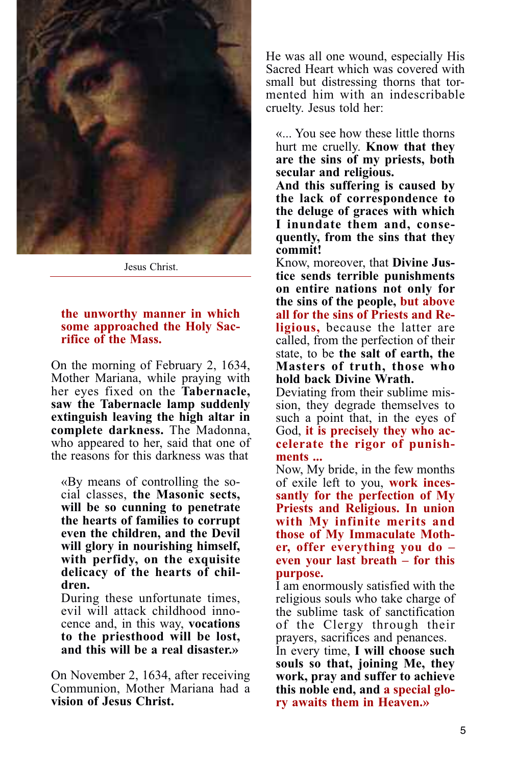Jesus Christ.

**the unworthy manner in which some approached the Holy Sacrifice of the Mass.**

On the morning of February 2, 1634, Mother Mariana, while praying with her eyes fixed on the **Tabernacle, saw the Tabernacle lamp suddenly extinguish leaving the high altar in complete darkness.** The Madonna, who appeared to her, said that one of the reasons for this darkness was that

> «By means of controlling the social classes, **the Masonic sects, will be so cunning to penetrate the hearts of families to corrupt even the children, and the Devil will glory in nourishing himself, with perfidy, on the exquisite delicacy of the hearts of children.**
> During these unfortunate times, evil will attack childhood innocence and, in this way, **vocations to the priesthood will be lost, and this will be a real disaster.»**

On November 2, 1634, after receiving Communion, Mother Mariana had a **vision of Jesus Christ.**

He was all one wound, especially His Sacred Heart which was covered with small but distressing thorns that tormented him with an indescribable cruelty. Jesus told her:

> «... You see how these little thorns hurt me cruelly. **Know that they are the sins of my priests, both secular and religious.**
> **And this suffering is caused by the lack of correspondence to the deluge of graces with which I inundate them and, consequently, from the sins that they commit!**
> Know, moreover, that **Divine Justice sends terrible punishments on entire nations not only for the sins of the people, but above all for the sins of Priests and Religious,** because the latter are called, from the perfection of their state, to be **the salt of earth, the Masters of truth, those who hold back Divine Wrath.**
> Deviating from their sublime mission, they degrade themselves to such a point that, in the eyes of God, **it is precisely they who accelerate the rigor of punishments ...**
> Now, My bride, in the few months of exile left to you, **work incessantly for the perfection of My Priests and Religious. In union with My infinite merits and those of My Immaculate Mother, offer everything you do – even your last breath – for this purpose.**
> I am enormously satisfied with the religious souls who take charge of the sublime task of sanctification of the Clergy through their prayers, sacrifices and penances.
> In every time, **I will choose such souls so that, joining Me, they work, pray and suffer to achieve this noble end, and a special glory awaits them in Heaven.»**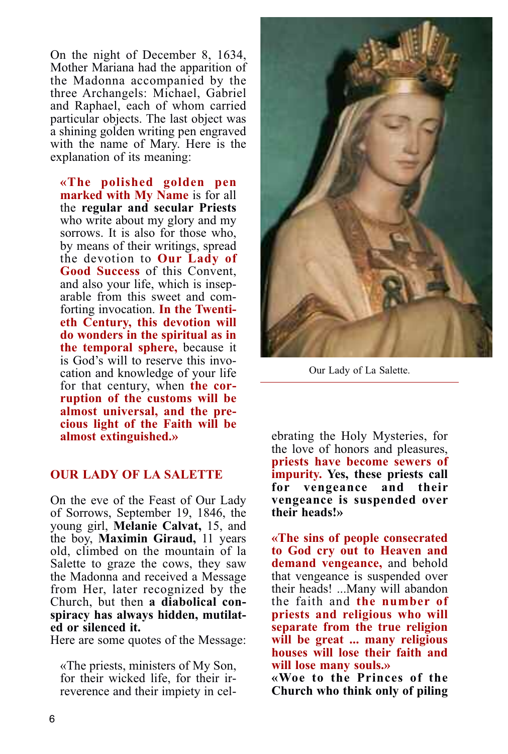On the night of December 8, 1634, Mother Mariana had the apparition of the Madonna accompanied by the three Archangels: Michael, Gabriel and Raphael, each of whom carried particular objects. The last object was a shining golden writing pen engraved with the name of Mary. Here is the explanation of its meaning:

> **«The polished golden pen marked with My Name** is for all the **regular and secular Priests** who write about my glory and my sorrows. It is also for those who, by means of their writings, spread the devotion to **Our Lady of Good Success** of this Convent, and also your life, which is inseparable from this sweet and comforting invocation. **In the Twentieth Century, this devotion will do wonders in the spiritual as in the temporal sphere,** because it is God's will to reserve this invocation and knowledge of your life for that century, when **the corruption of the customs will be almost universal, and the precious light of the Faith will be almost extinguished.»**

Our Lady of La Salette.

## OUR LADY OF LA SALETTE

On the eve of the Feast of Our Lady of Sorrows, September 19, 1846, the young girl, **Melanie Calvat,** 15, and the boy, **Maximin Giraud,** 11 years old, climbed on the mountain of la Salette to graze the cows, they saw the Madonna and received a Message from Her, later recognized by the Church, but then **a diabolical conspiracy has always hidden, mutilated or silenced it.**

Here are some quotes of the Message:

> «The priests, ministers of My Son, for their wicked life, for their irreverence and their impiety in celebrating the Holy Mysteries, for the love of honors and pleasures, **priests have become sewers of impurity. Yes, these priests call for vengeance and their vengeance is suspended over their heads!»**

> **«The sins of people consecrated to God cry out to Heaven and demand vengeance,** and behold that vengeance is suspended over their heads! ...Many will abandon the faith and **the number of priests and religious who will separate from the true religion will be great ... many religious houses will lose their faith and will lose many souls.»**

> **«Woe to the Princes of the Church who think only of piling**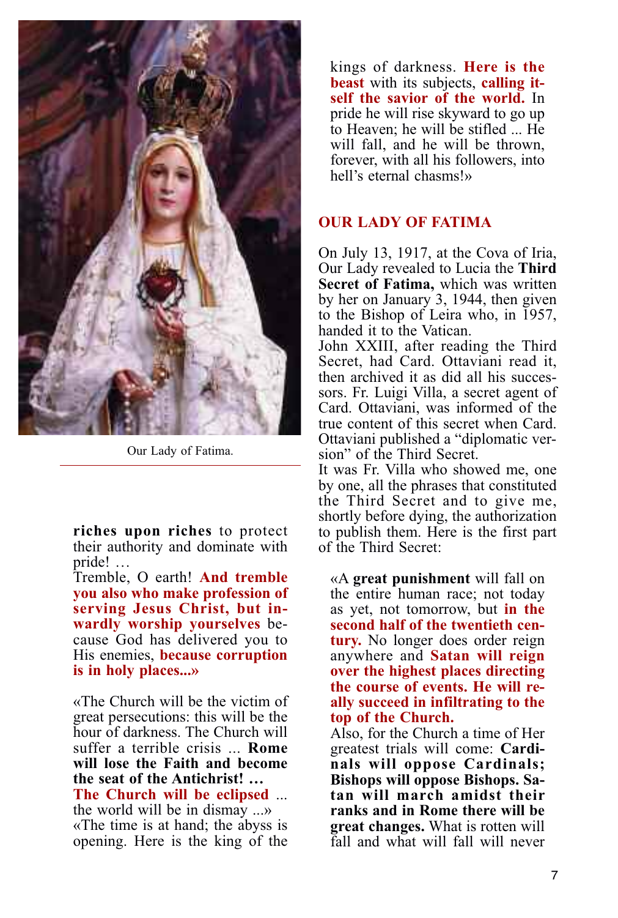Our Lady of Fatima.

**riches upon riches** to protect their authority and dominate with pride! …

Tremble, O earth! **And tremble you also who make profession of serving Jesus Christ, but inwardly worship yourselves** because God has delivered you to His enemies, **because corruption is in holy places...»**

«The Church will be the victim of great persecutions: this will be the hour of darkness. The Church will suffer a terrible crisis ... **Rome will lose the Faith and become the seat of the Antichrist! …**

**The Church will be eclipsed** ... the world will be in dismay ...»

«The time is at hand; the abyss is opening. Here is the king of the kings of darkness. **Here is the beast** with its subjects, **calling itself the savior of the world.** In pride he will rise skyward to go up to Heaven; he will be stifled ... He will fall, and he will be thrown, forever, with all his followers, into hell's eternal chasms!»

## OUR LADY OF FATIMA

On July 13, 1917, at the Cova of Iria, Our Lady revealed to Lucia the **Third Secret of Fatima,** which was written by her on January 3, 1944, then given to the Bishop of Leira who, in 1957, handed it to the Vatican.

John XXIII, after reading the Third Secret, had Card. Ottaviani read it, then archived it as did all his successors. Fr. Luigi Villa, a secret agent of Card. Ottaviani, was informed of the true content of this secret when Card. Ottaviani published a "diplomatic version" of the Third Secret.

It was Fr. Villa who showed me, one by one, all the phrases that constituted the Third Secret and to give me, shortly before dying, the authorization to publish them. Here is the first part of the Third Secret:

«A **great punishment** will fall on the entire human race; not today as yet, not tomorrow, but **in the second half of the twentieth century.** No longer does order reign anywhere and **Satan will reign over the highest places directing the course of events. He will really succeed in infiltrating to the top of the Church.**

Also, for the Church a time of Her greatest trials will come: **Cardinals will oppose Cardinals; Bishops will oppose Bishops. Satan will march amidst their ranks and in Rome there will be great changes.** What is rotten will fall and what will fall will never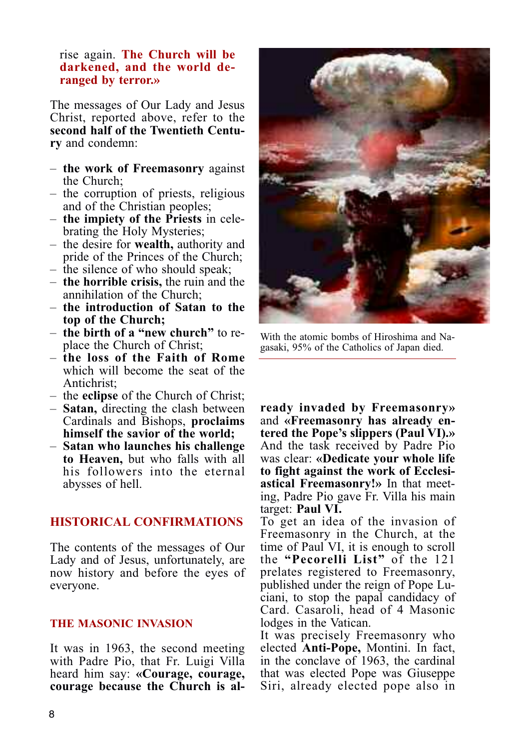rise again. **The Church will be darkened, and the world deranged by terror.»**

The messages of Our Lady and Jesus Christ, reported above, refer to the **second half of the Twentieth Century** and condemn:

- **the work of Freemasonry** against the Church;
- the corruption of priests, religious and of the Christian peoples;
- **the impiety of the Priests** in celebrating the Holy Mysteries;
- the desire for **wealth,** authority and pride of the Princes of the Church;
- the silence of who should speak;
- **the horrible crisis,** the ruin and the annihilation of the Church;
- **the introduction of Satan to the top of the Church;**
- **the birth of a "new church"** to replace the Church of Christ;
- **the loss of the Faith of Rome** which will become the seat of the Antichrist;
- the **eclipse** of the Church of Christ;
- **Satan,** directing the clash between Cardinals and Bishops, **proclaims himself the savior of the world;**
- **Satan who launches his challenge to Heaven,** but who falls with all his followers into the eternal abysses of hell.

With the atomic bombs of Hiroshima and Nagasaki, 95% of the Catholics of Japan died.

## HISTORICAL CONFIRMATIONS

The contents of the messages of Our Lady and of Jesus, unfortunately, are now history and before the eyes of everyone.

### THE MASONIC INVASION

It was in 1963, the second meeting with Padre Pio, that Fr. Luigi Villa heard him say: **«Courage, courage, courage because the Church is already invaded by Freemasonry»** and **«Freemasonry has already entered the Pope's slippers (Paul VI).»** And the task received by Padre Pio was clear: **«Dedicate your whole life to fight against the work of Ecclesiastical Freemasonry!»** In that meeting, Padre Pio gave Fr. Villa his main target: **Paul VI.**

To get an idea of the invasion of Freemasonry in the Church, at the time of Paul VI, it is enough to scroll the **"Pecorelli List"** of the 121 prelates registered to Freemasonry, published under the reign of Pope Luciani, to stop the papal candidacy of Card. Casaroli, head of 4 Masonic lodges in the Vatican.

It was precisely Freemasonry who elected **Anti-Pope,** Montini. In fact, in the conclave of 1963, the cardinal that was elected Pope was Giuseppe Siri, already elected pope also in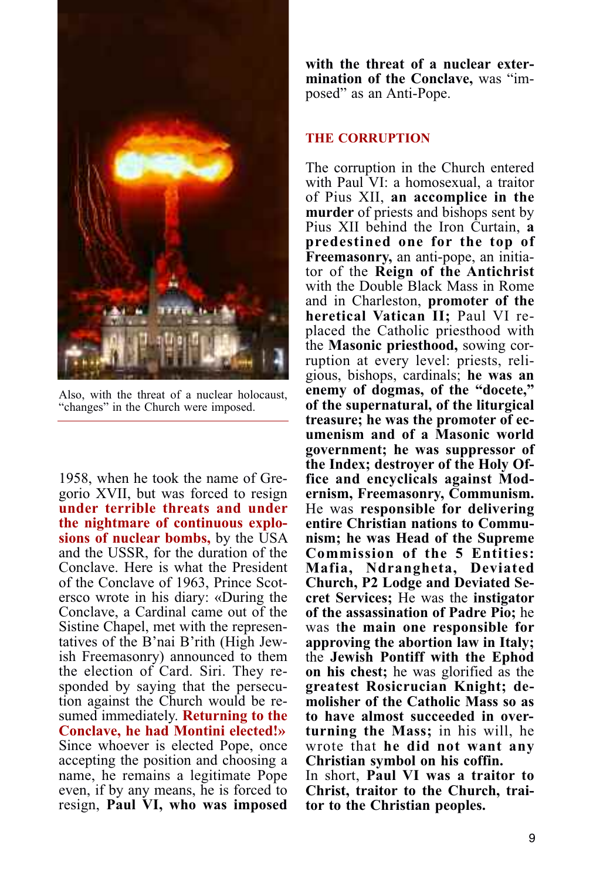Also, with the threat of a nuclear holocaust, "changes" in the Church were imposed.

1958, when he took the name of Gregorio XVII, but was forced to resign **under terrible threats and under the nightmare of continuous explosions of nuclear bombs,** by the USA and the USSR, for the duration of the Conclave. Here is what the President of the Conclave of 1963, Prince Scotersco wrote in his diary: «During the Conclave, a Cardinal came out of the Sistine Chapel, met with the representatives of the B'nai B'rith (High Jewish Freemasonry) announced to them the election of Card. Siri. They responded by saying that the persecution against the Church would be resumed immediately. **Returning to the Conclave, he had Montini elected!»** Since whoever is elected Pope, once accepting the position and choosing a name, he remains a legitimate Pope even, if by any means, he is forced to resign, **Paul VI, who was imposed with the threat of a nuclear extermination of the Conclave,** was "imposed" as an Anti-Pope.

## THE CORRUPTION

The corruption in the Church entered with Paul VI: a homosexual, a traitor of Pius XII, **an accomplice in the murder** of priests and bishops sent by Pius XII behind the Iron Curtain, **a predestined one for the top of Freemasonry,** an anti-pope, an initiator of the **Reign of the Antichrist** with the Double Black Mass in Rome and in Charleston, **promoter of the heretical Vatican II;** Paul VI replaced the Catholic priesthood with the **Masonic priesthood,** sowing corruption at every level: priests, religious, bishops, cardinals; **he was an enemy of dogmas, of the "docete," of the supernatural, of the liturgical treasure; he was the promoter of ecumenism and of a Masonic world government; he was suppressor of the Index; destroyer of the Holy Office and encyclicals against Modernism, Freemasonry, Communism.** He was **responsible for delivering entire Christian nations to Communism; he was Head of the Supreme Commission of the 5 Entities: Mafia, Ndrangheta, Deviated Church, P2 Lodge and Deviated Secret Services;** He was the **instigator of the assassination of Padre Pio;** he was t**he main one responsible for approving the abortion law in Italy;** the **Jewish Pontiff with the Ephod on his chest;** he was glorified as the **greatest Rosicrucian Knight; demolisher of the Catholic Mass so as to have almost succeeded in overturning the Mass;** in his will, he wrote that **he did not want any Christian symbol on his coffin.**

In short, **Paul VI was a traitor to Christ, traitor to the Church, traitor to the Christian peoples.**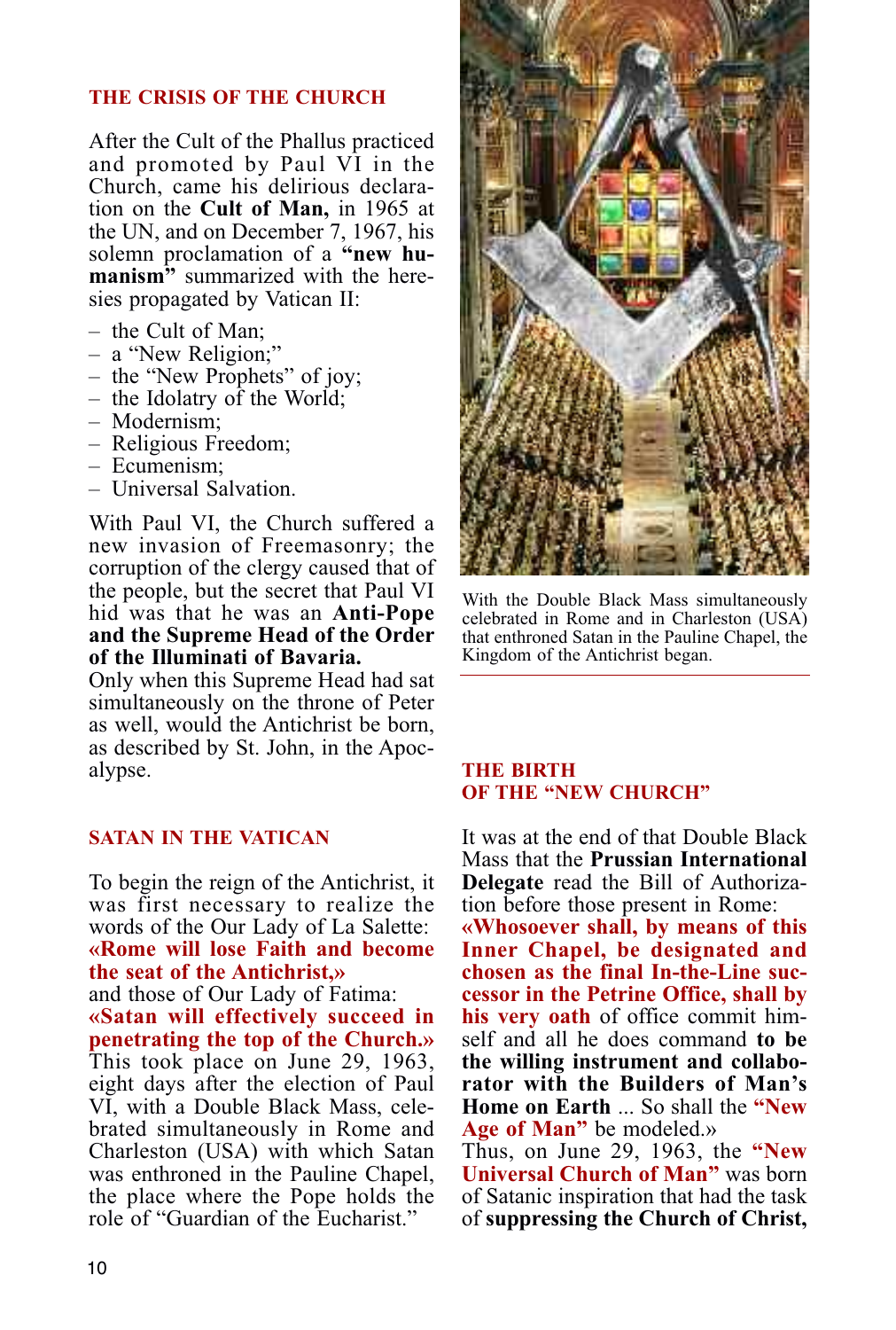## THE CRISIS OF THE CHURCH

After the Cult of the Phallus practiced and promoted by Paul VI in the Church, came his delirious declaration on the **Cult of Man,** in 1965 at the UN, and on December 7, 1967, his solemn proclamation of a **"new humanism"** summarized with the heresies propagated by Vatican II:

- the Cult of Man;
- a "New Religion;"
- the "New Prophets" of joy;
- the Idolatry of the World;
- Modernism;
- Religious Freedom;
- Ecumenism;
- Universal Salvation.

With Paul VI, the Church suffered a new invasion of Freemasonry; the corruption of the clergy caused that of the people, but the secret that Paul VI hid was that he was an **Anti-Pope and the Supreme Head of the Order of the Illuminati of Bavaria.**
Only when this Supreme Head had sat simultaneously on the throne of Peter as well, would the Antichrist be born, as described by St. John, in the Apocalypse.

## SATAN IN THE VATICAN

To begin the reign of the Antichrist, it was first necessary to realize the words of the Our Lady of La Salette: **«Rome will lose Faith and become the seat of the Antichrist,»**
and those of Our Lady of Fatima:
**«Satan will effectively succeed in penetrating the top of the Church.»**
This took place on June 29, 1963, eight days after the election of Paul VI, with a Double Black Mass, celebrated simultaneously in Rome and Charleston (USA) with which Satan was enthroned in the Pauline Chapel, the place where the Pope holds the role of "Guardian of the Eucharist."

With the Double Black Mass simultaneously celebrated in Rome and in Charleston (USA) that enthroned Satan in the Pauline Chapel, the Kingdom of the Antichrist began.

## THE BIRTH OF THE "NEW CHURCH"

It was at the end of that Double Black Mass that the **Prussian International Delegate** read the Bill of Authorization before those present in Rome:
**«Whosoever shall, by means of this Inner Chapel, be designated and chosen as the final In-the-Line successor in the Petrine Office, shall by his very oath** of office commit himself and all he does command **to be the willing instrument and collaborator with the Builders of Man's Home on Earth** ... So shall the **"New Age of Man"** be modeled.»
Thus, on June 29, 1963, the **"New Universal Church of Man"** was born of Satanic inspiration that had the task of **suppressing the Church of Christ,**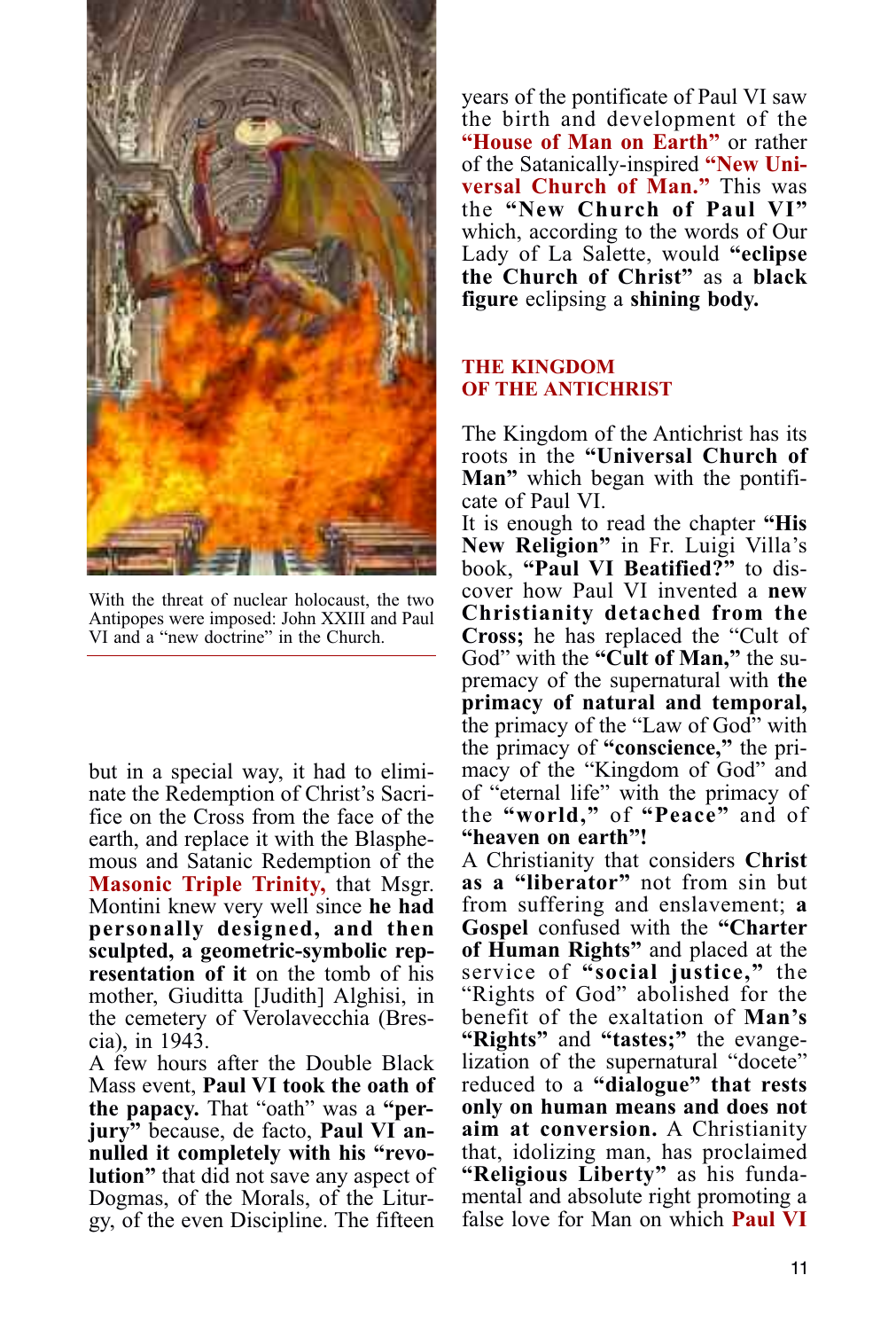With the threat of nuclear holocaust, the two Antipopes were imposed: John XXIII and Paul VI and a "new doctrine" in the Church.

but in a special way, it had to eliminate the Redemption of Christ's Sacrifice on the Cross from the face of the earth, and replace it with the Blasphemous and Satanic Redemption of the **Masonic Triple Trinity,** that Msgr. Montini knew very well since **he had personally designed, and then sculpted, a geometric-symbolic representation of it** on the tomb of his mother, Giuditta [Judith] Alghisi, in the cemetery of Verolavecchia (Brescia), in 1943.

A few hours after the Double Black Mass event, **Paul VI took the oath of the papacy.** That "oath" was a **"perjury"** because, de facto, **Paul VI annulled it completely with his "revolution"** that did not save any aspect of Dogmas, of the Morals, of the Liturgy, of the even Discipline. The fifteen years of the pontificate of Paul VI saw the birth and development of the **"House of Man on Earth"** or rather of the Satanically-inspired **"New Universal Church of Man."** This was the **"New Church of Paul VI"** which, according to the words of Our Lady of La Salette, would **"eclipse the Church of Christ"** as a **black figure** eclipsing a **shining body.**

## THE KINGDOM OF THE ANTICHRIST

The Kingdom of the Antichrist has its roots in the **"Universal Church of Man"** which began with the pontificate of Paul VI.

It is enough to read the chapter **"His New Religion"** in Fr. Luigi Villa's book, **"Paul VI Beatified?"** to discover how Paul VI invented a **new Christianity detached from the Cross;** he has replaced the "Cult of God" with the **"Cult of Man,"** the supremacy of the supernatural with **the primacy of natural and temporal,** the primacy of the "Law of God" with the primacy of **"conscience,"** the primacy of the "Kingdom of God" and of "eternal life" with the primacy of the **"world,"** of **"Peace"** and of **"heaven on earth"!**

A Christianity that considers **Christ as a "liberator"** not from sin but from suffering and enslavement; **a Gospel** confused with the **"Charter of Human Rights"** and placed at the service of **"social justice,"** the "Rights of God" abolished for the benefit of the exaltation of **Man's "Rights"** and **"tastes;"** the evangelization of the supernatural "docete" reduced to a **"dialogue" that rests only on human means and does not aim at conversion.** A Christianity that, idolizing man, has proclaimed **"Religious Liberty"** as his fundamental and absolute right promoting a false love for Man on which **Paul VI**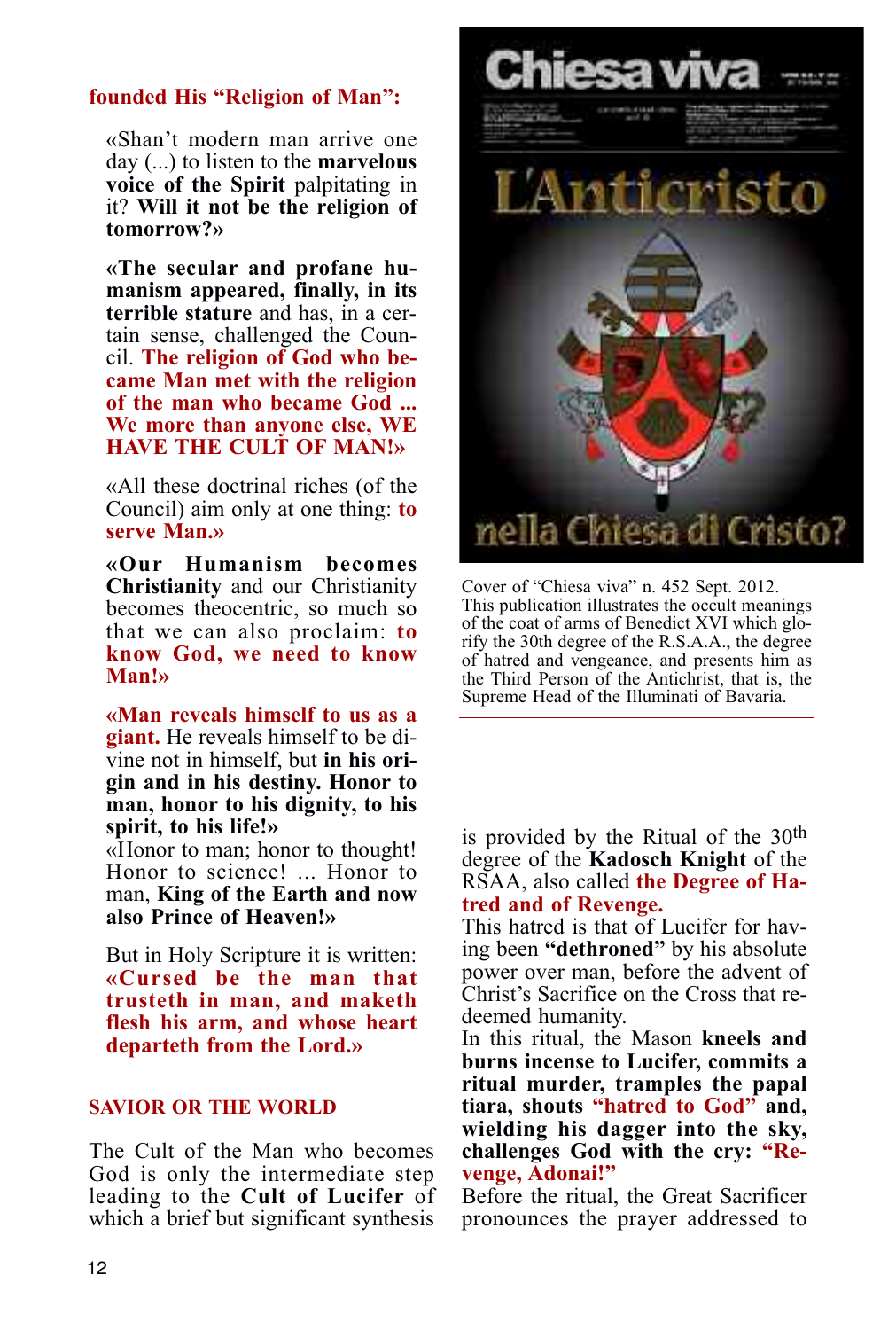**founded His "Religion of Man":**

«Shan't modern man arrive one day (...) to listen to the **marvelous voice of the Spirit** palpitating in it? **Will it not be the religion of tomorrow?»**

**«The secular and profane humanism appeared, finally, in its terrible stature** and has, in a certain sense, challenged the Council. **The religion of God who became Man met with the religion of the man who became God ... We more than anyone else, WE HAVE THE CULT OF MAN!»**

«All these doctrinal riches (of the Council) aim only at one thing: **to serve Man.»**

**«Our Humanism becomes Christianity** and our Christianity becomes theocentric, so much so that we can also proclaim: **to know God, we need to know Man!»**

**«Man reveals himself to us as a giant.** He reveals himself to be divine not in himself, but **in his origin and in his destiny. Honor to man, honor to his dignity, to his spirit, to his life!»**

«Honor to man; honor to thought! Honor to science! ... Honor to man, **King of the Earth and now also Prince of Heaven!»**

But in Holy Scripture it is written: **«Cursed be the man that trusteth in man, and maketh flesh his arm, and whose heart departeth from the Lord.»**

## SAVIOR OR THE WORLD

The Cult of the Man who becomes God is only the intermediate step leading to the **Cult of Lucifer** of which a brief but significant synthesis is provided by the Ritual of the 30th degree of the **Kadosch Knight** of the RSAA, also called **the Degree of Hatred and of Revenge.**

This hatred is that of Lucifer for having been **"dethroned"** by his absolute power over man, before the advent of Christ's Sacrifice on the Cross that redeemed humanity.

In this ritual, the Mason **kneels and burns incense to Lucifer, commits a ritual murder, tramples the papal tiara, shouts "hatred to God" and, wielding his dagger into the sky, challenges God with the cry: "Revenge, Adonai!"**

Before the ritual, the Great Sacrificer pronounces the prayer addressed to

Cover of "Chiesa viva" n. 452 Sept. 2012. This publication illustrates the occult meanings of the coat of arms of Benedict XVI which glorify the 30th degree of the R.S.A.A., the degree of hatred and vengeance, and presents him as the Third Person of the Antichrist, that is, the Supreme Head of the Illuminati of Bavaria.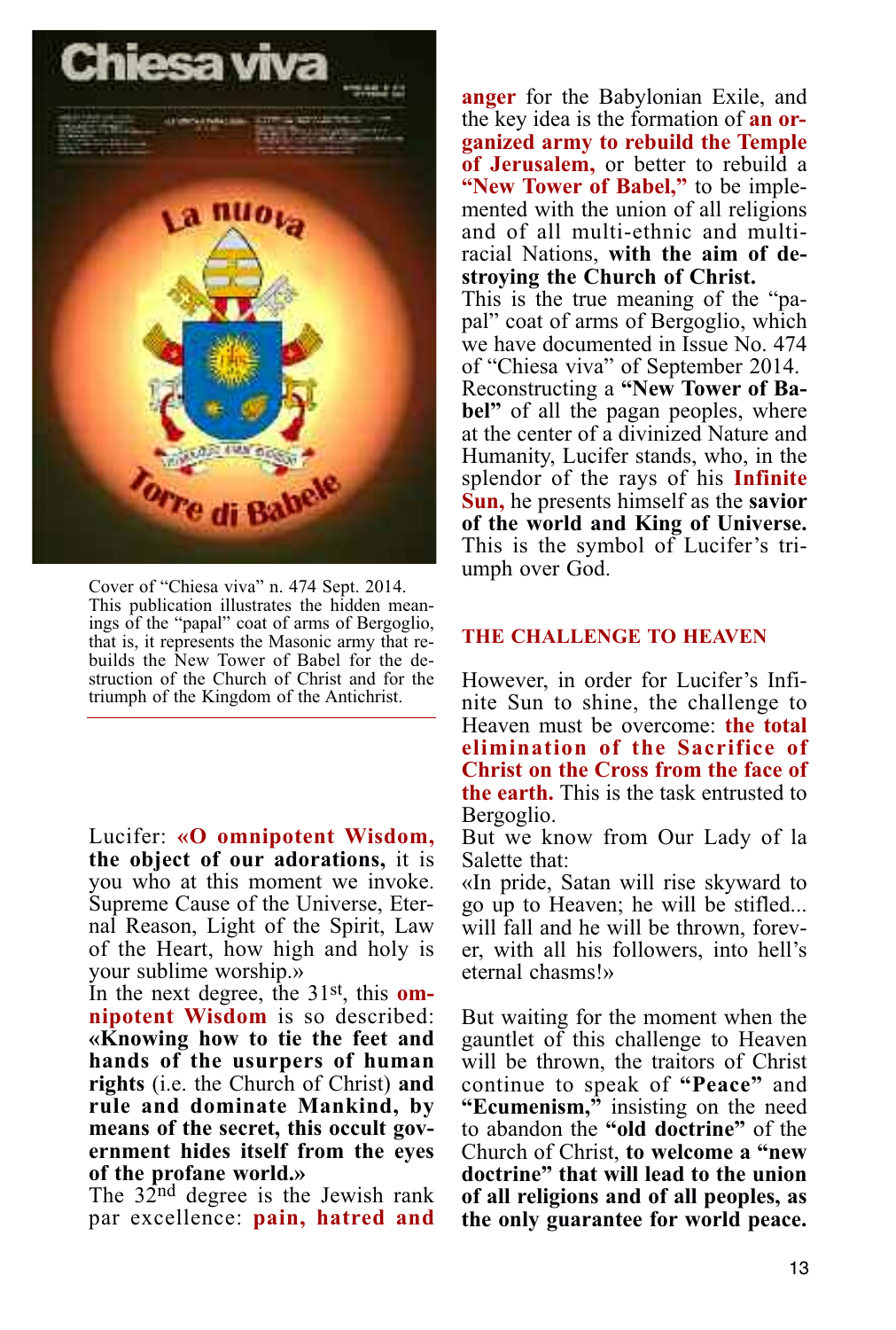Cover of "Chiesa viva" n. 474 Sept. 2014. This publication illustrates the hidden meanings of the "papal" coat of arms of Bergoglio, that is, it represents the Masonic army that rebuilds the New Tower of Babel for the destruction of the Church of Christ and for the triumph of the Kingdom of the Antichrist.

Lucifer: **«O omnipotent Wisdom, the object of our adorations,** it is you who at this moment we invoke. Supreme Cause of the Universe, Eternal Reason, Light of the Spirit, Law of the Heart, how high and holy is your sublime worship.»

In the next degree, the 31st, this **omnipotent Wisdom** is so described: **«Knowing how to tie the feet and hands of the usurpers of human rights** (i.e. the Church of Christ) **and rule and dominate Mankind, by means of the secret, this occult government hides itself from the eyes of the profane world.»**

The 32nd degree is the Jewish rank par excellence: **pain, hatred and anger** for the Babylonian Exile, and the key idea is the formation of **an organized army to rebuild the Temple of Jerusalem,** or better to rebuild a **"New Tower of Babel,"** to be implemented with the union of all religions and of all multi-ethnic and multiracial Nations, **with the aim of destroying the Church of Christ.**

This is the true meaning of the "papal" coat of arms of Bergoglio, which we have documented in Issue No. 474 of "Chiesa viva" of September 2014.

Reconstructing a **"New Tower of Babel"** of all the pagan peoples, where at the center of a divinized Nature and Humanity, Lucifer stands, who, in the splendor of the rays of his **Infinite Sun,** he presents himself as the **savior of the world and King of Universe.** This is the symbol of Lucifer's triumph over God.

## THE CHALLENGE TO HEAVEN

However, in order for Lucifer's Infinite Sun to shine, the challenge to Heaven must be overcome: **the total elimination of the Sacrifice of Christ on the Cross from the face of the earth.** This is the task entrusted to Bergoglio.

But we know from Our Lady of la Salette that:

«In pride, Satan will rise skyward to go up to Heaven; he will be stifled... will fall and he will be thrown, forever, with all his followers, into hell's eternal chasms!»

But waiting for the moment when the gauntlet of this challenge to Heaven will be thrown, the traitors of Christ continue to speak of **"Peace"** and **"Ecumenism,"** insisting on the need to abandon the **"old doctrine"** of the Church of Christ, **to welcome a "new doctrine" that will lead to the union of all religions and of all peoples, as the only guarantee for world peace.**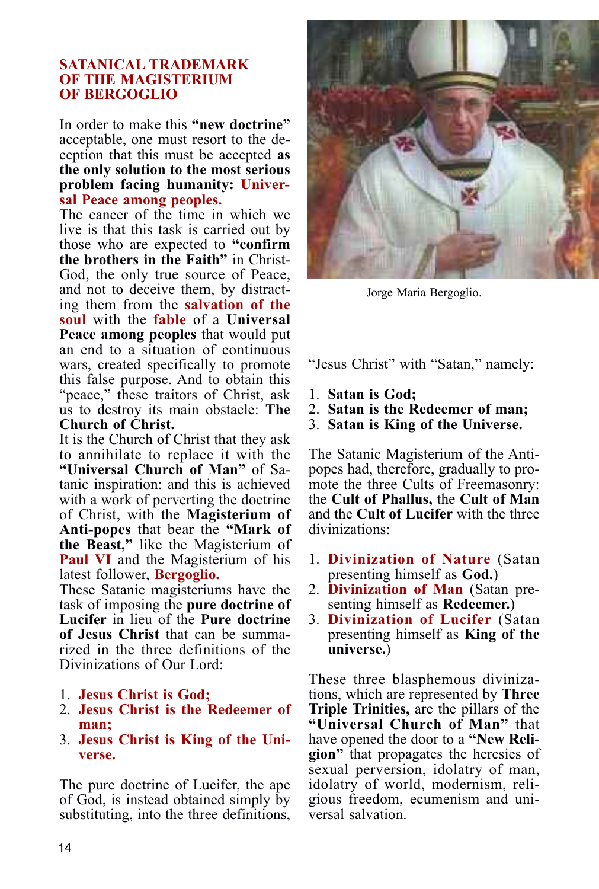## SATANICAL TRADEMARK OF THE MAGISTERIUM OF BERGOGLIO

In order to make this **“new doctrine”** acceptable, one must resort to the deception that this must be accepted **as the only solution to the most serious problem facing humanity: Universal Peace among peoples.**

The cancer of the time in which we live is that this task is carried out by those who are expected to **“confirm the brothers in the Faith”** in Christ-God, the only true source of Peace, and not to deceive them, by distracting them from the **salvation of the soul** with the **fable** of a **Universal Peace among peoples** that would put an end to a situation of continuous wars, created specifically to promote this false purpose. And to obtain this “peace,” these traitors of Christ, ask us to destroy its main obstacle: **The Church of Christ.**

It is the Church of Christ that they ask to annihilate to replace it with the **“Universal Church of Man”** of Satanic inspiration: and this is achieved with a work of perverting the doctrine of Christ, with the **Magisterium of Anti-popes** that bear the **“Mark of the Beast,”** like the Magisterium of **Paul VI** and the Magisterium of his latest follower, **Bergoglio.**

These Satanic magisteriums have the task of imposing the **pure doctrine of Lucifer** in lieu of the **Pure doctrine of Jesus Christ** that can be summarized in the three definitions of the Divinizations of Our Lord:

1. **Jesus Christ is God;**
2. **Jesus Christ is the Redeemer of man;**
3. **Jesus Christ is King of the Universe.**

The pure doctrine of Lucifer, the ape of God, is instead obtained simply by substituting, into the three definitions, “Jesus Christ” with “Satan,” namely:

1. **Satan is God;**
2. **Satan is the Redeemer of man;**
3. **Satan is King of the Universe.**

Jorge Maria Bergoglio.

The Satanic Magisterium of the Antipopes had, therefore, gradually to promote the three Cults of Freemasonry: the **Cult of Phallus,** the **Cult of Man** and the **Cult of Lucifer** with the three divinizations:

1. **Divinization of Nature** (Satan presenting himself as **God.**)
2. **Divinization of Man** (Satan presenting himself as **Redeemer.**)
3. **Divinization of Lucifer** (Satan presenting himself as **King of the universe.**)

These three blasphemous divinizations, which are represented by **Three Triple Trinities,** are the pillars of the **“Universal Church of Man”** that have opened the door to a **“New Religion”** that propagates the heresies of sexual perversion, idolatry of man, idolatry of world, modernism, religious freedom, ecumenism and universal salvation.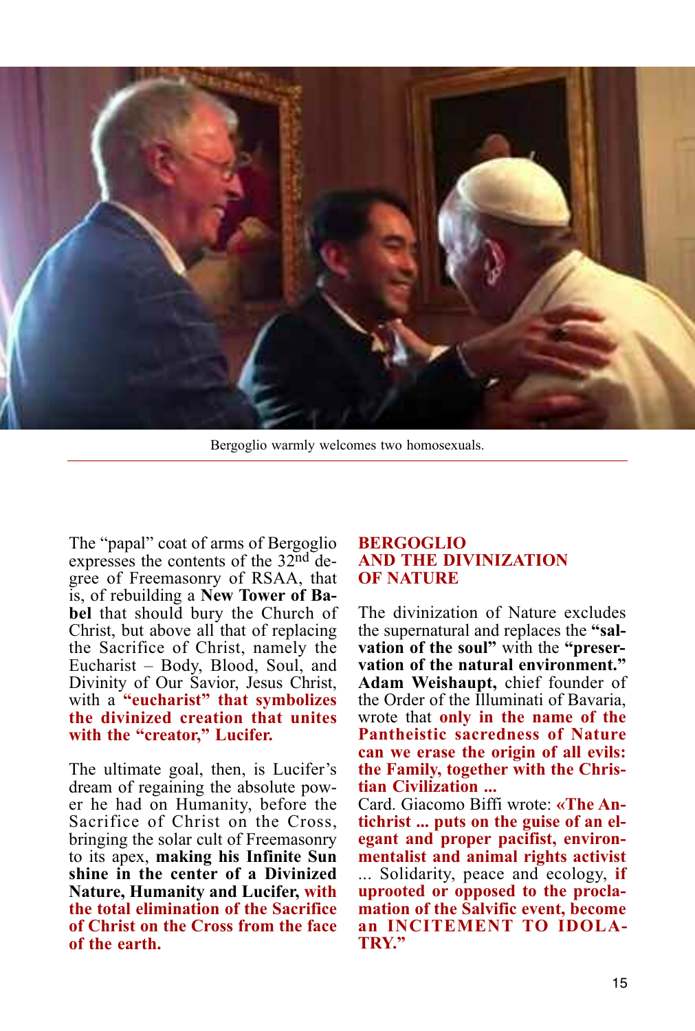Bergoglio warmly welcomes two homosexuals.

The "papal" coat of arms of Bergoglio expresses the contents of the 32nd degree of Freemasonry of RSAA, that is, of rebuilding a **New Tower of Babel** that should bury the Church of Christ, but above all that of replacing the Sacrifice of Christ, namely the Eucharist – Body, Blood, Soul, and Divinity of Our Savior, Jesus Christ, with a **"eucharist" that symbolizes the divinized creation that unites with the "creator," Lucifer.**

The ultimate goal, then, is Lucifer's dream of regaining the absolute power he had on Humanity, before the Sacrifice of Christ on the Cross, bringing the solar cult of Freemasonry to its apex, **making his Infinite Sun shine in the center of a Divinized Nature, Humanity and Lucifer, with the total elimination of the Sacrifice of Christ on the Cross from the face of the earth.**

## BERGOGLIO AND THE DIVINIZATION OF NATURE

The divinization of Nature excludes the supernatural and replaces the **"salvation of the soul"** with the **"preservation of the natural environment." Adam Weishaupt,** chief founder of the Order of the Illuminati of Bavaria, wrote that **only in the name of the Pantheistic sacredness of Nature can we erase the origin of all evils: the Family, together with the Christian Civilization ...**

Card. Giacomo Biffi wrote: **«The Antichrist ... puts on the guise of an elegant and proper pacifist, environmentalist and animal rights activist** ... Solidarity, peace and ecology, **if uprooted or opposed to the proclamation of the Salvific event, become an INCITEMENT TO IDOLATRY."**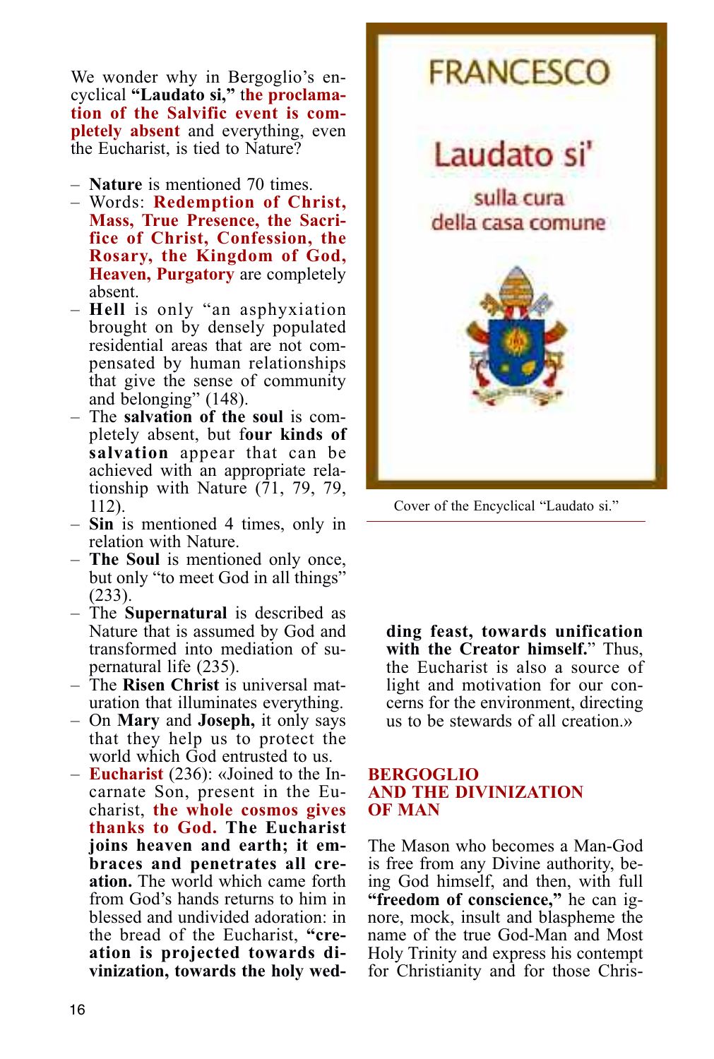We wonder why in Bergoglio's encyclical **"Laudato si,"** the **proclamation of the Salvific event is completely absent** and everything, even the Eucharist, is tied to Nature?

- **Nature** is mentioned 70 times.
- Words: **Redemption of Christ, Mass, True Presence, the Sacrifice of Christ, Confession, the Rosary, the Kingdom of God, Heaven, Purgatory** are completely absent.
- **Hell** is only "an asphyxiation brought on by densely populated residential areas that are not compensated by human relationships that give the sense of community and belonging" (148).
- The **salvation of the soul** is completely absent, but f**our kinds of salvation** appear that can be achieved with an appropriate relationship with Nature (71, 79, 79, 112).
- **Sin** is mentioned 4 times, only in relation with Nature.
- **The Soul** is mentioned only once, but only "to meet God in all things" (233).
- The **Supernatural** is described as Nature that is assumed by God and transformed into mediation of supernatural life (235).
- The **Risen Christ** is universal maturation that illuminates everything.
- On **Mary** and **Joseph,** it only says that they help us to protect the world which God entrusted to us.
- **Eucharist** (236): «Joined to the Incarnate Son, present in the Eucharist, **the whole cosmos gives thanks to God. The Eucharist joins heaven and earth; it embraces and penetrates all creation.** The world which came forth from God's hands returns to him in blessed and undivided adoration: in the bread of the Eucharist, **"creation is projected towards divinization, towards the holy wedding feast, towards unification with the Creator himself.**" Thus, the Eucharist is also a source of light and motivation for our concerns for the environment, directing us to be stewards of all creation.»

Cover of the Encyclical "Laudato si."

## BERGOGLIO AND THE DIVINIZATION OF MAN

The Mason who becomes a Man-God is free from any Divine authority, being God himself, and then, with full **"freedom of conscience,"** he can ignore, mock, insult and blaspheme the name of the true God-Man and Most Holy Trinity and express his contempt for Christianity and for those Chris-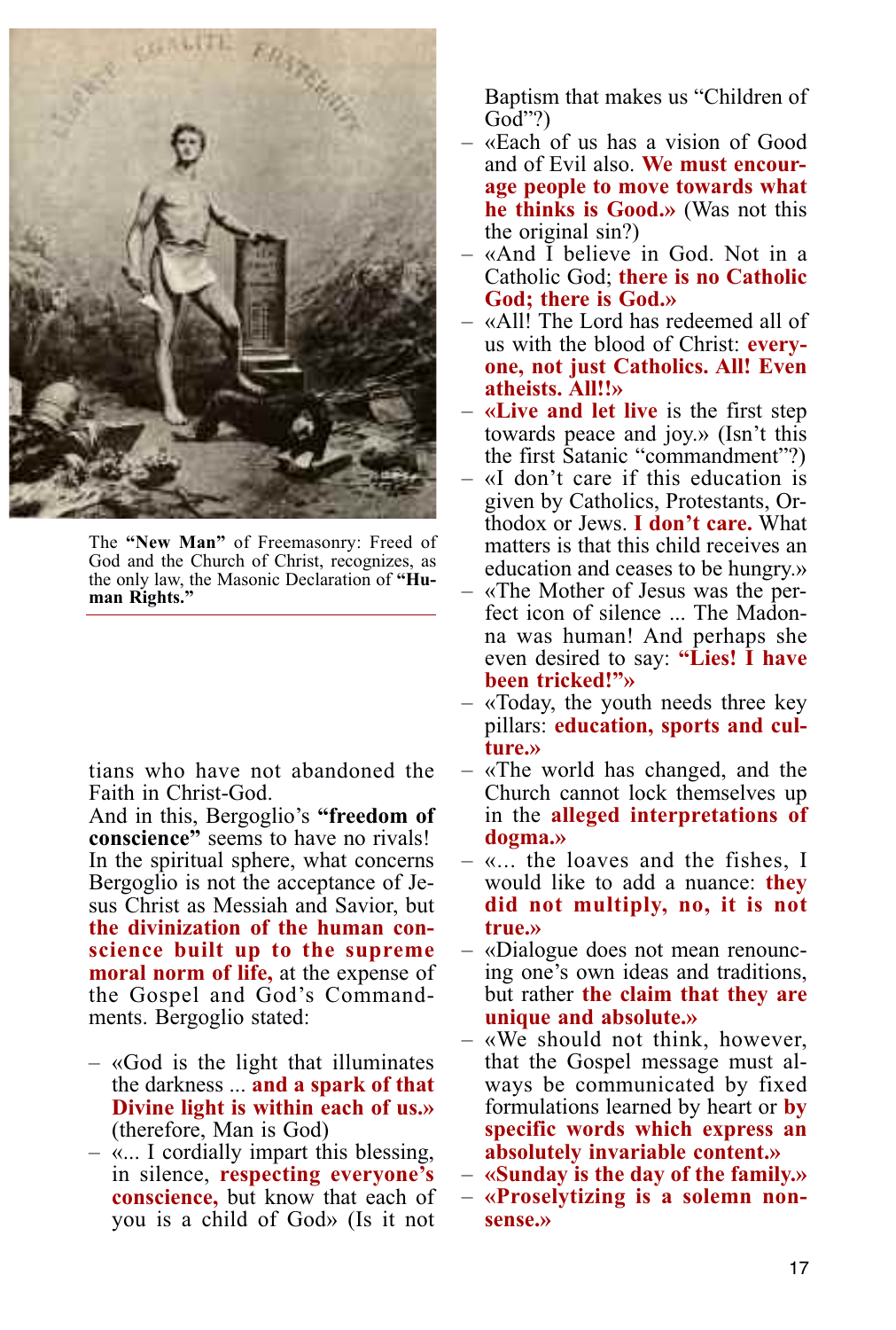The **"New Man"** of Freemasonry: Freed of God and the Church of Christ, recognizes, as the only law, the Masonic Declaration of **"Human Rights."**

tians who have not abandoned the Faith in Christ-God.

And in this, Bergoglio's **"freedom of conscience"** seems to have no rivals! In the spiritual sphere, what concerns Bergoglio is not the acceptance of Jesus Christ as Messiah and Savior, but **the divinization of the human conscience built up to the supreme moral norm of life,** at the expense of the Gospel and God's Commandments. Bergoglio stated:

- «God is the light that illuminates the darkness ... **and a spark of that Divine light is within each of us.»** (therefore, Man is God)
- «... I cordially impart this blessing, in silence, **respecting everyone's conscience,** but know that each of you is a child of God» (Is it not Baptism that makes us "Children of God"?)
- «Each of us has a vision of Good and of Evil also. **We must encourage people to move towards what he thinks is Good.»** (Was not this the original sin?)
- «And I believe in God. Not in a Catholic God; **there is no Catholic God; there is God.»**
- «All! The Lord has redeemed all of us with the blood of Christ: **everyone, not just Catholics. All! Even atheists. All!!»**
- **«Live and let live** is the first step towards peace and joy.» (Isn't this the first Satanic "commandment"?)
- «I don't care if this education is given by Catholics, Protestants, Orthodox or Jews. **I don't care.** What matters is that this child receives an education and ceases to be hungry.»
- «The Mother of Jesus was the perfect icon of silence ... The Madonna was human! And perhaps she even desired to say: **"Lies! I have been tricked!"»**
- «Today, the youth needs three key pillars: **education, sports and culture.»**
- «The world has changed, and the Church cannot lock themselves up in the **alleged interpretations of dogma.»**
- «... the loaves and the fishes, I would like to add a nuance: **they did not multiply, no, it is not true.»**
- «Dialogue does not mean renouncing one's own ideas and traditions, but rather **the claim that they are unique and absolute.»**
- «We should not think, however, that the Gospel message must always be communicated by fixed formulations learned by heart or **by specific words which express an absolutely invariable content.»**
- **«Sunday is the day of the family.»**
- **«Proselytizing is a solemn nonsense.»**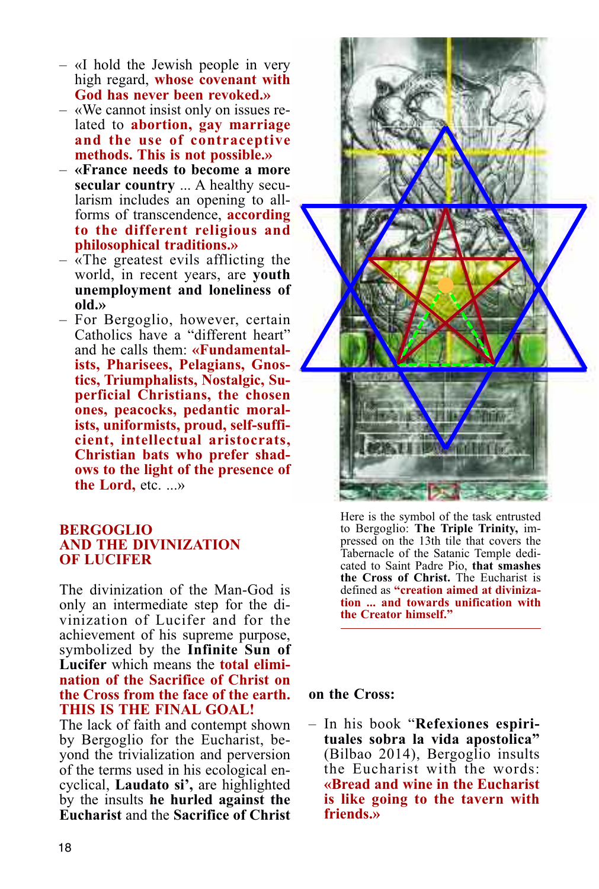– «I hold the Jewish people in very high regard, **whose covenant with God has never been revoked.»**
– «We cannot insist only on issues related to **abortion, gay marriage and the use of contraceptive methods. This is not possible.»**
– **«France needs to become a more secular country** ... A healthy secularism includes an opening to all-forms of transcendence, **according to the different religious and philosophical traditions.»**
– «The greatest evils afflicting the world, in recent years, are **youth unemployment and loneliness of old.»**
– For Bergoglio, however, certain Catholics have a "different heart" and he calls them: **«Fundamentalists, Pharisees, Pelagians, Gnostics, Triumphalists, Nostalgic, Superficial Christians, the chosen ones, peacocks, pedantic moralists, uniformists, proud, self-sufficient, intellectual aristocrats, Christian bats who prefer shadows to the light of the presence of the Lord,** etc. ...»

## BERGOGLIO AND THE DIVINIZATION OF LUCIFER

The divinization of the Man-God is only an intermediate step for the divinization of Lucifer and for the achievement of his supreme purpose, symbolized by the **Infinite Sun of Lucifer** which means the **total elimination of the Sacrifice of Christ on the Cross from the face of the earth. THIS IS THE FINAL GOAL!**
The lack of faith and contempt shown by Bergoglio for the Eucharist, beyond the trivialization and perversion of the terms used in his ecological encyclical, **Laudato si',** are highlighted by the insults **he hurled against the Eucharist** and the **Sacrifice of Christ on the Cross:**

Here is the symbol of the task entrusted to Bergoglio: **The Triple Trinity,** impressed on the 13th tile that covers the Tabernacle of the Satanic Temple dedicated to Saint Padre Pio, **that smashes the Cross of Christ.** The Eucharist is defined as **"creation aimed at divinization ... and towards unification with the Creator himself."**

– In his book "**Refexiones espirituales sobra la vida apostolica"** (Bilbao 2014), Bergoglio insults the Eucharist with the words: **«Bread and wine in the Eucharist is like going to the tavern with friends.»**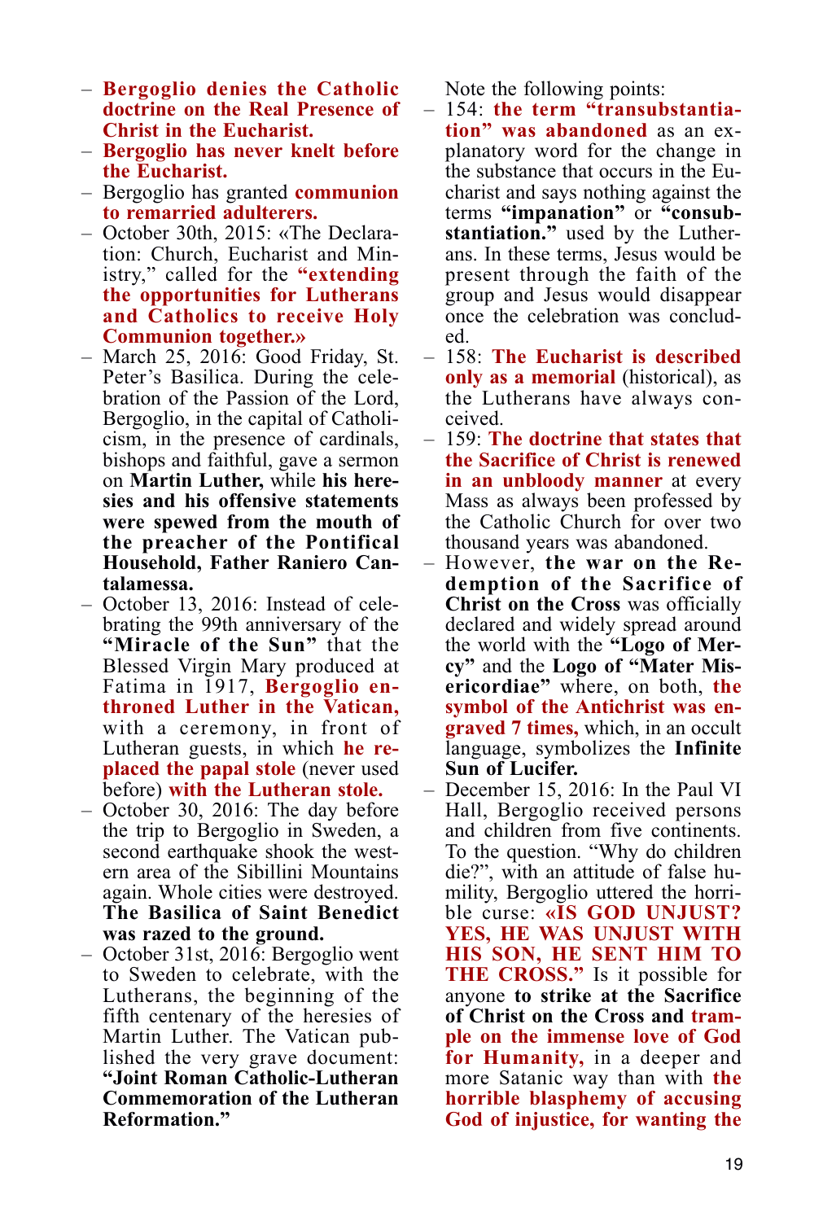- **Bergoglio denies the Catholic doctrine on the Real Presence of Christ in the Eucharist.**
- **Bergoglio has never knelt before the Eucharist.**
- Bergoglio has granted **communion to remarried adulterers.**
- October 30th, 2015: «The Declaration: Church, Eucharist and Ministry," called for the **"extending the opportunities for Lutherans and Catholics to receive Holy Communion together.»**
- March 25, 2016: Good Friday, St. Peter's Basilica. During the celebration of the Passion of the Lord, Bergoglio, in the capital of Catholicism, in the presence of cardinals, bishops and faithful, gave a sermon on **Martin Luther,** while **his heresies and his offensive statements were spewed from the mouth of the preacher of the Pontifical Household, Father Raniero Cantalamessa.**
- October 13, 2016: Instead of celebrating the 99th anniversary of the **"Miracle of the Sun"** that the Blessed Virgin Mary produced at Fatima in 1917, **Bergoglio enthroned Luther in the Vatican,** with a ceremony, in front of Lutheran guests, in which **he replaced the papal stole** (never used before) **with the Lutheran stole.**
- October 30, 2016: The day before the trip to Bergoglio in Sweden, a second earthquake shook the western area of the Sibillini Mountains again. Whole cities were destroyed. **The Basilica of Saint Benedict was razed to the ground.**
- October 31st, 2016: Bergoglio went to Sweden to celebrate, with the Lutherans, the beginning of the fifth centenary of the heresies of Martin Luther. The Vatican published the very grave document: **"Joint Roman Catholic-Lutheran Commemoration of the Lutheran Reformation."**

Note the following points:

- 154: **the term "transubstantiation" was abandoned** as an explanatory word for the change in the substance that occurs in the Eucharist and says nothing against the terms **"impanation"** or **"consubstantiation."** used by the Lutherans. In these terms, Jesus would be present through the faith of the group and Jesus would disappear once the celebration was concluded.
- 158: **The Eucharist is described only as a memorial** (historical), as the Lutherans have always conceived.
- 159: **The doctrine that states that the Sacrifice of Christ is renewed in an unbloody manner** at every Mass as always been professed by the Catholic Church for over two thousand years was abandoned.
- However, **the war on the Redemption of the Sacrifice of Christ on the Cross** was officially declared and widely spread around the world with the **"Logo of Mercy"** and the **Logo of "Mater Misericordiae"** where, on both, **the symbol of the Antichrist was engraved 7 times,** which, in an occult language, symbolizes the **Infinite Sun of Lucifer.**
- December 15, 2016: In the Paul VI Hall, Bergoglio received persons and children from five continents. To the question. "Why do children die?", with an attitude of false humility, Bergoglio uttered the horrible curse: **«IS GOD UNJUST? YES, HE WAS UNJUST WITH HIS SON, HE SENT HIM TO THE CROSS."** Is it possible for anyone **to strike at the Sacrifice of Christ on the Cross and trample on the immense love of God for Humanity,** in a deeper and more Satanic way than with **the horrible blasphemy of accusing God of injustice, for wanting the**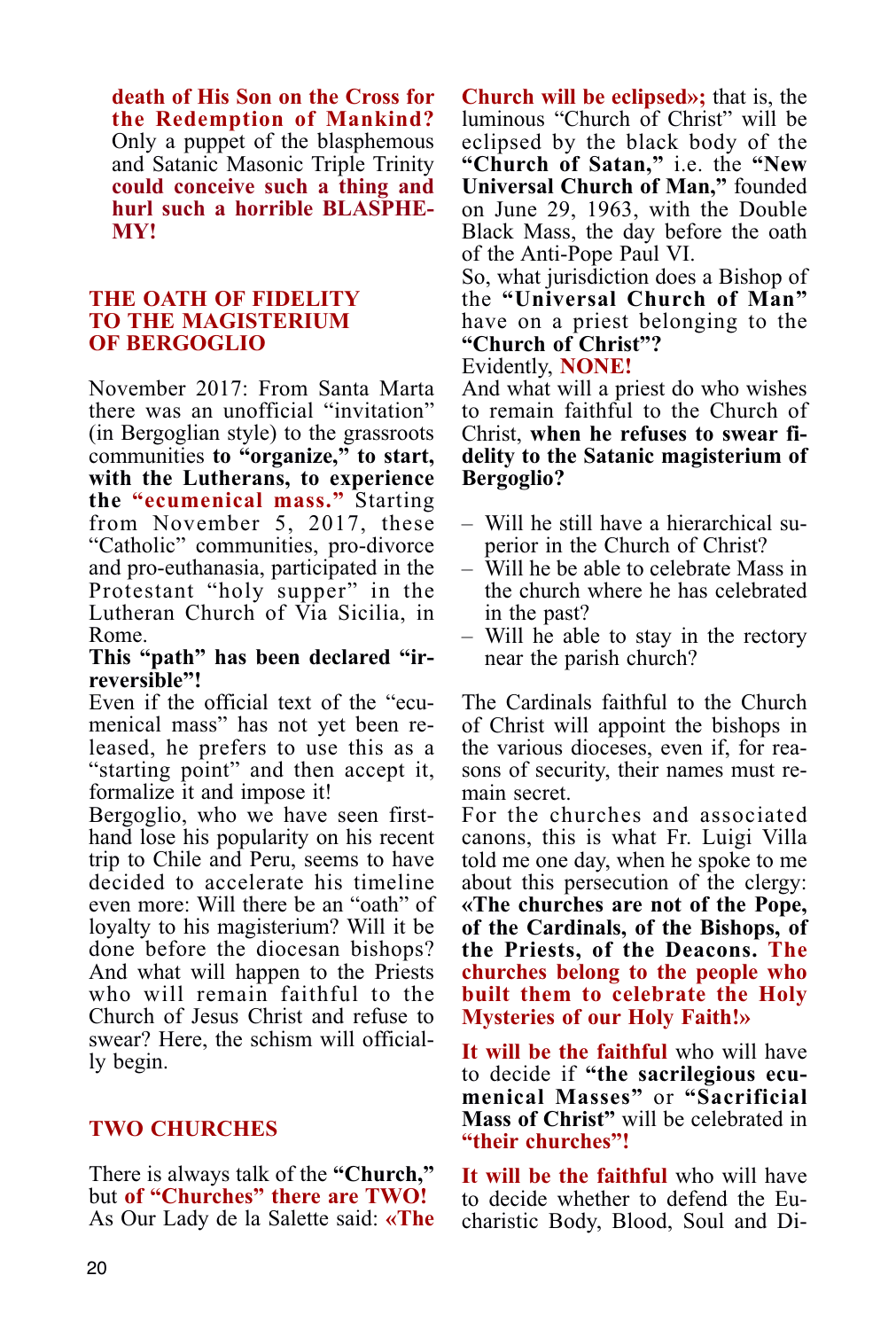**death of His Son on the Cross for the Redemption of Mankind?** Only a puppet of the blasphemous and Satanic Masonic Triple Trinity **could conceive such a thing and hurl such a horrible BLASPHEMY!**

## THE OATH OF FIDELITY TO THE MAGISTERIUM OF BERGOGLIO

November 2017: From Santa Marta there was an unofficial "invitation" (in Bergoglian style) to the grassroots communities **to "organize," to start, with the Lutherans, to experience the "ecumenical mass."** Starting from November 5, 2017, these "Catholic" communities, pro-divorce and pro-euthanasia, participated in the Protestant "holy supper" in the Lutheran Church of Via Sicilia, in Rome.

**This "path" has been declared "irreversible"!**

Even if the official text of the "ecumenical mass" has not yet been released, he prefers to use this as a "starting point" and then accept it, formalize it and impose it!

Bergoglio, who we have seen firsthand lose his popularity on his recent trip to Chile and Peru, seems to have decided to accelerate his timeline even more: Will there be an "oath" of loyalty to his magisterium? Will it be done before the diocesan bishops? And what will happen to the Priests who will remain faithful to the Church of Jesus Christ and refuse to swear? Here, the schism will officially begin.

## TWO CHURCHES

There is always talk of the **"Church,"** but **of "Churches" there are TWO!** As Our Lady de la Salette said: **«The Church will be eclipsed»;** that is, the luminous "Church of Christ" will be eclipsed by the black body of the **"Church of Satan,"** i.e. the **"New Universal Church of Man,"** founded on June 29, 1963, with the Double Black Mass, the day before the oath of the Anti-Pope Paul VI.

So, what jurisdiction does a Bishop of the **"Universal Church of Man"** have on a priest belonging to the **"Church of Christ"?**

Evidently, **NONE!**

And what will a priest do who wishes to remain faithful to the Church of Christ, **when he refuses to swear fidelity to the Satanic magisterium of Bergoglio?**

– Will he still have a hierarchical superior in the Church of Christ?
– Will he be able to celebrate Mass in the church where he has celebrated in the past?
– Will he able to stay in the rectory near the parish church?

The Cardinals faithful to the Church of Christ will appoint the bishops in the various dioceses, even if, for reasons of security, their names must remain secret.

For the churches and associated canons, this is what Fr. Luigi Villa told me one day, when he spoke to me about this persecution of the clergy: **«The churches are not of the Pope, of the Cardinals, of the Bishops, of the Priests, of the Deacons. The churches belong to the people who built them to celebrate the Holy Mysteries of our Holy Faith!»**

**It will be the faithful** who will have to decide if **"the sacrilegious ecumenical Masses"** or **"Sacrificial Mass of Christ"** will be celebrated in **"their churches"!**

**It will be the faithful** who will have to decide whether to defend the Eucharistic Body, Blood, Soul and Di-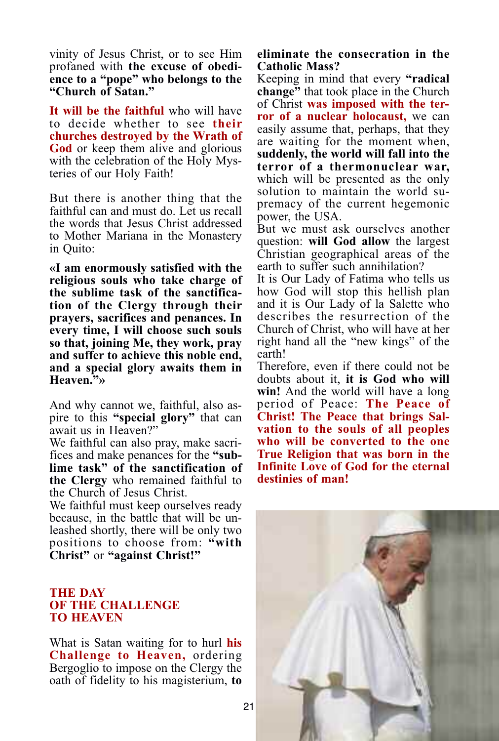vinity of Jesus Christ, or to see Him profaned with **the excuse of obedience to a "pope" who belongs to the "Church of Satan."**

**It will be the faithful** who will have to decide whether to see **their churches destroyed by the Wrath of God** or keep them alive and glorious with the celebration of the Holy Mysteries of our Holy Faith!

But there is another thing that the faithful can and must do. Let us recall the words that Jesus Christ addressed to Mother Mariana in the Monastery in Quito:

**«I am enormously satisfied with the religious souls who take charge of the sublime task of the sanctification of the Clergy through their prayers, sacrifices and penances. In every time, I will choose such souls so that, joining Me, they work, pray and suffer to achieve this noble end, and a special glory awaits them in Heaven."»**

And why cannot we, faithful, also aspire to this **"special glory"** that can await us in Heaven?"

We faithful can also pray, make sacrifices and make penances for the **"sublime task" of the sanctification of the Clergy** who remained faithful to the Church of Jesus Christ.

We faithful must keep ourselves ready because, in the battle that will be unleashed shortly, there will be only two positions to choose from: **"with Christ"** or **"against Christ!"**

## THE DAY OF THE CHALLENGE TO HEAVEN

What is Satan waiting for to hurl **his Challenge to Heaven,** ordering Bergoglio to impose on the Clergy the oath of fidelity to his magisterium, **to eliminate the consecration in the Catholic Mass?**

Keeping in mind that every **"radical change"** that took place in the Church of Christ **was imposed with the terror of a nuclear holocaust,** we can easily assume that, perhaps, that they are waiting for the moment when, **suddenly, the world will fall into the terror of a thermonuclear war,** which will be presented as the only solution to maintain the world supremacy of the current hegemonic power, the USA.

But we must ask ourselves another question: **will God allow** the largest Christian geographical areas of the earth to suffer such annihilation?

It is Our Lady of Fatima who tells us how God will stop this hellish plan and it is Our Lady of la Salette who describes the resurrection of the Church of Christ, who will have at her right hand all the "new kings" of the earth!

Therefore, even if there could not be doubts about it, **it is God who will win!** And the world will have a long period of Peace: **The Peace of Christ! The Peace that brings Salvation to the souls of all peoples who will be converted to the one True Religion that was born in the Infinite Love of God for the eternal destinies of man!**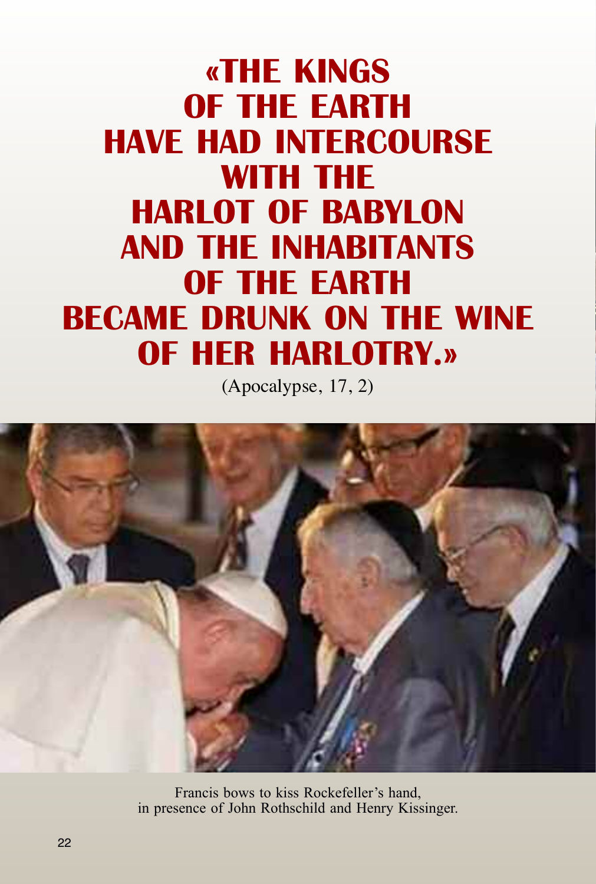# «THE KINGS OF THE EARTH HAVE HAD INTERCOURSE WITH THE HARLOT OF BABYLON AND THE INHABITANTS OF THE EARTH BECAME DRUNK ON THE WINE OF HER HARLOTRY.»

(Apocalypse, 17, 2)

Francis bows to kiss Rockefeller's hand, in presence of John Rothschild and Henry Kissinger.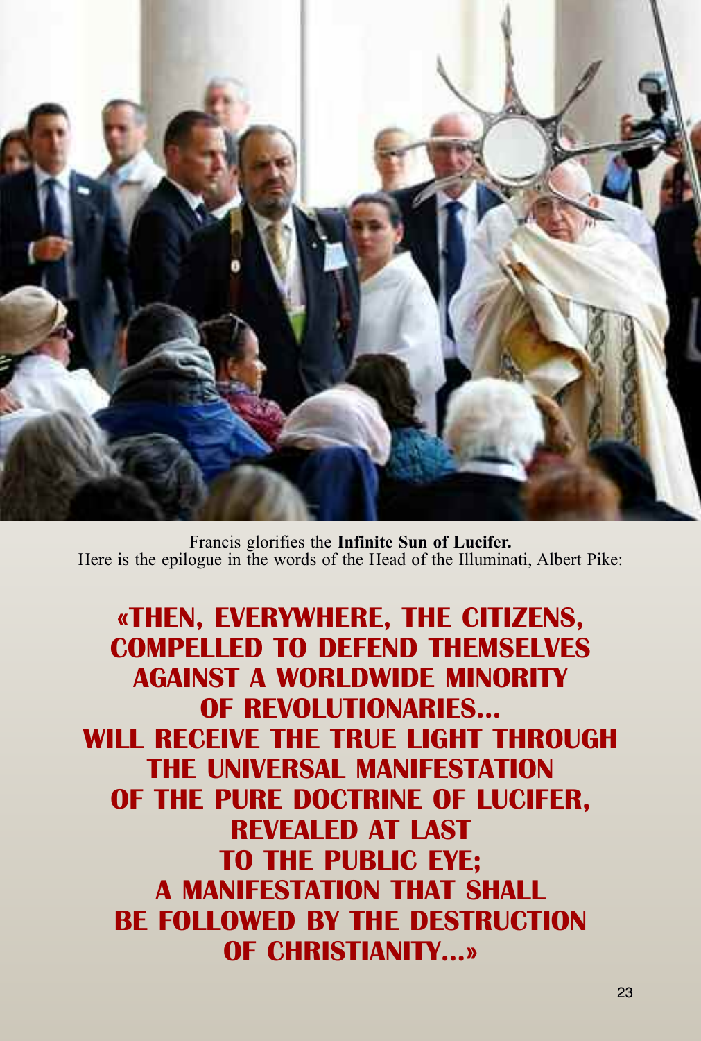Francis glorifies the **Infinite Sun of Lucifer.**
Here is the epilogue in the words of the Head of the Illuminati, Albert Pike:

**«THEN, EVERYWHERE, THE CITIZENS, COMPELLED TO DEFEND THEMSELVES AGAINST A WORLDWIDE MINORITY OF REVOLUTIONARIES... WILL RECEIVE THE TRUE LIGHT THROUGH THE UNIVERSAL MANIFESTATION OF THE PURE DOCTRINE OF LUCIFER, REVEALED AT LAST TO THE PUBLIC EYE; A MANIFESTATION THAT SHALL BE FOLLOWED BY THE DESTRUCTION OF CHRISTIANITY...»**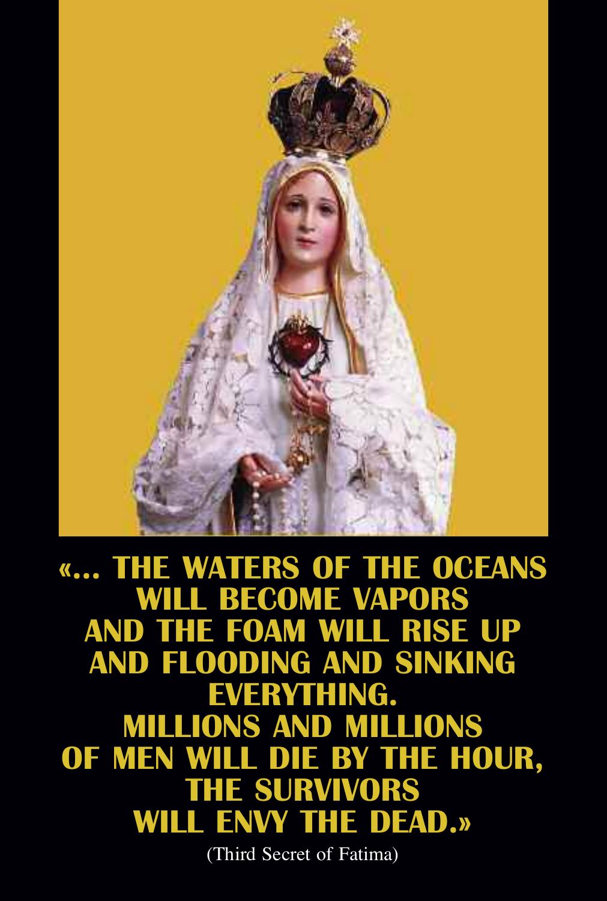**«... THE WATERS OF THE OCEANS WILL BECOME VAPORS AND THE FOAM WILL RISE UP AND FLOODING AND SINKING EVERYTHING. MILLIONS AND MILLIONS OF MEN WILL DIE BY THE HOUR, THE SURVIVORS WILL ENVY THE DEAD.»**

(Third Secret of Fatima)